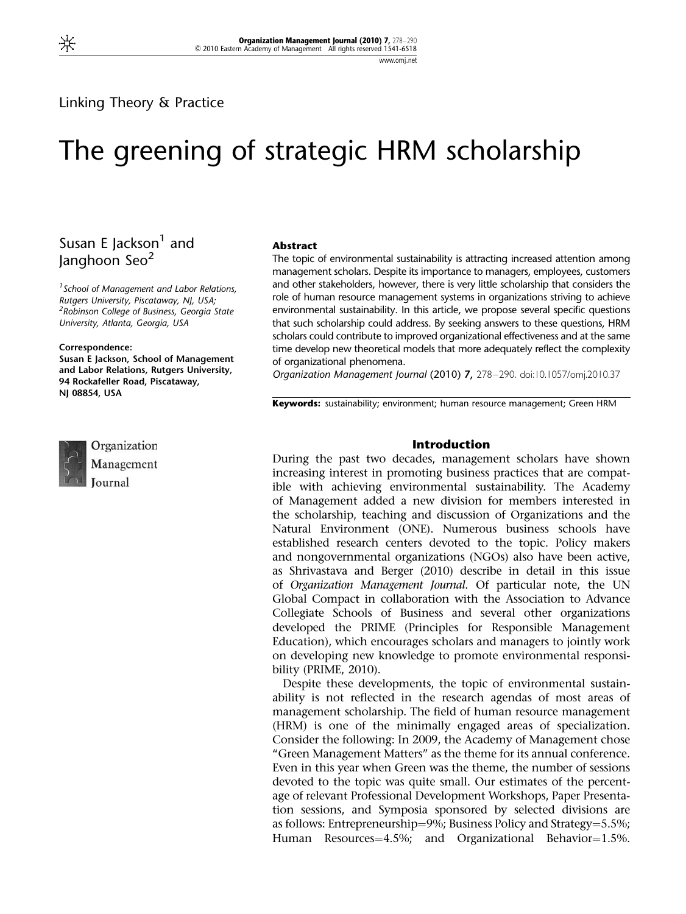Linking Theory & Practice

# The greening of strategic HRM scholarship

Susan E Jackson[1] and Janghoon Seo[2]

[1]School of Management and Labor Relations, Rutgers University, Piscataway, NJ, USA;
[2]Robinson College of Business, Georgia State University, Atlanta, Georgia, USA

**Correspondence:**
**Susan E Jackson, School of Management and Labor Relations, Rutgers University, 94 Rockafeller Road, Piscataway, NJ 08854, USA**

## Abstract

The topic of environmental sustainability is attracting increased attention among management scholars. Despite its importance to managers, employees, customers and other stakeholders, however, there is very little scholarship that considers the role of human resource management systems in organizations striving to achieve environmental sustainability. In this article, we propose several specific questions that such scholarship could address. By seeking answers to these questions, HRM scholars could contribute to improved organizational effectiveness and at the same time develop new theoretical models that more adequately reflect the complexity of organizational phenomena.

*Organization Management Journal* (2010) **7,** 278–290. doi:10.1057/omj.2010.37

**Keywords:** sustainability; environment; human resource management; Green HRM

## Introduction

During the past two decades, management scholars have shown increasing interest in promoting business practices that are compatible with achieving environmental sustainability. The Academy of Management added a new division for members interested in the scholarship, teaching and discussion of Organizations and the Natural Environment (ONE). Numerous business schools have established research centers devoted to the topic. Policy makers and nongovernmental organizations (NGOs) also have been active, as Shrivastava and Berger (2010) describe in detail in this issue of *Organization Management Journal*. Of particular note, the UN Global Compact in collaboration with the Association to Advance Collegiate Schools of Business and several other organizations developed the PRIME (Principles for Responsible Management Education), which encourages scholars and managers to jointly work on developing new knowledge to promote environmental responsibility (PRIME, 2010).

Despite these developments, the topic of environmental sustainability is not reflected in the research agendas of most areas of management scholarship. The field of human resource management (HRM) is one of the minimally engaged areas of specialization. Consider the following: In 2009, the Academy of Management chose "Green Management Matters" as the theme for its annual conference. Even in this year when Green was the theme, the number of sessions devoted to the topic was quite small. Our estimates of the percentage of relevant Professional Development Workshops, Paper Presentation sessions, and Symposia sponsored by selected divisions are as follows: Entrepreneurship=9%; Business Policy and Strategy=5.5%; Human Resources=4.5%; and Organizational Behavior=1.5%.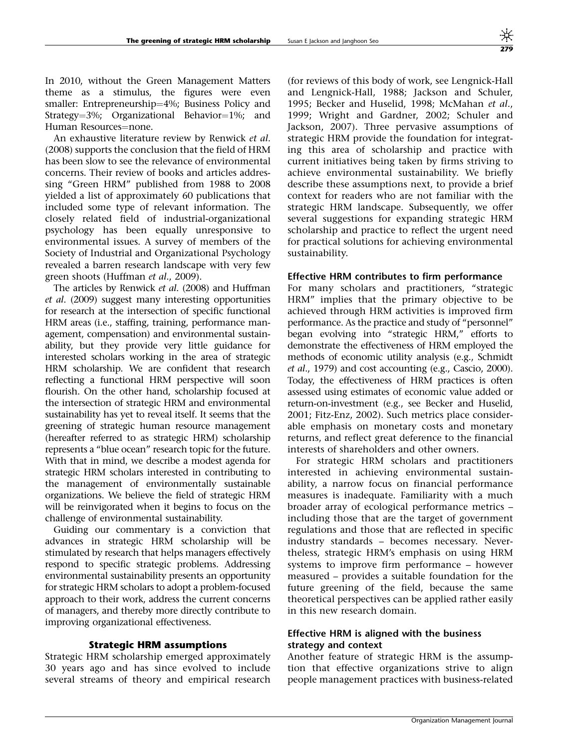In 2010, without the Green Management Matters theme as a stimulus, the figures were even smaller: Entrepreneurship=4%; Business Policy and Strategy=3%; Organizational Behavior=1%; and Human Resources=none.

An exhaustive literature review by Renwick *et al.* (2008) supports the conclusion that the field of HRM has been slow to see the relevance of environmental concerns. Their review of books and articles addressing "Green HRM" published from 1988 to 2008 yielded a list of approximately 60 publications that included some type of relevant information. The closely related field of industrial-organizational psychology has been equally unresponsive to environmental issues. A survey of members of the Society of Industrial and Organizational Psychology revealed a barren research landscape with very few green shoots (Huffman *et al.*, 2009).

The articles by Renwick *et al.* (2008) and Huffman *et al.* (2009) suggest many interesting opportunities for research at the intersection of specific functional HRM areas (i.e., staffing, training, performance management, compensation) and environmental sustainability, but they provide very little guidance for interested scholars working in the area of strategic HRM scholarship. We are confident that research reflecting a functional HRM perspective will soon flourish. On the other hand, scholarship focused at the intersection of strategic HRM and environmental sustainability has yet to reveal itself. It seems that the greening of strategic human resource management (hereafter referred to as strategic HRM) scholarship represents a "blue ocean" research topic for the future. With that in mind, we describe a modest agenda for strategic HRM scholars interested in contributing to the management of environmentally sustainable organizations. We believe the field of strategic HRM will be reinvigorated when it begins to focus on the challenge of environmental sustainability.

Guiding our commentary is a conviction that advances in strategic HRM scholarship will be stimulated by research that helps managers effectively respond to specific strategic problems. Addressing environmental sustainability presents an opportunity for strategic HRM scholars to adopt a problem-focused approach to their work, address the current concerns of managers, and thereby more directly contribute to improving organizational effectiveness.

## Strategic HRM assumptions

Strategic HRM scholarship emerged approximately 30 years ago and has since evolved to include several streams of theory and empirical research (for reviews of this body of work, see Lengnick-Hall and Lengnick-Hall, 1988; Jackson and Schuler, 1995; Becker and Huselid, 1998; McMahan *et al.*, 1999; Wright and Gardner, 2002; Schuler and Jackson, 2007). Three pervasive assumptions of strategic HRM provide the foundation for integrating this area of scholarship and practice with current initiatives being taken by firms striving to achieve environmental sustainability. We briefly describe these assumptions next, to provide a brief context for readers who are not familiar with the strategic HRM landscape. Subsequently, we offer several suggestions for expanding strategic HRM scholarship and practice to reflect the urgent need for practical solutions for achieving environmental sustainability.

### Effective HRM contributes to firm performance

For many scholars and practitioners, "strategic HRM" implies that the primary objective to be achieved through HRM activities is improved firm performance. As the practice and study of "personnel" began evolving into "strategic HRM," efforts to demonstrate the effectiveness of HRM employed the methods of economic utility analysis (e.g., Schmidt *et al.*, 1979) and cost accounting (e.g., Cascio, 2000). Today, the effectiveness of HRM practices is often assessed using estimates of economic value added or return-on-investment (e.g., see Becker and Huselid, 2001; Fitz-Enz, 2002). Such metrics place considerable emphasis on monetary costs and monetary returns, and reflect great deference to the financial interests of shareholders and other owners.

For strategic HRM scholars and practitioners interested in achieving environmental sustainability, a narrow focus on financial performance measures is inadequate. Familiarity with a much broader array of ecological performance metrics – including those that are the target of government regulations and those that are reflected in specific industry standards – becomes necessary. Nevertheless, strategic HRM's emphasis on using HRM systems to improve firm performance – however measured – provides a suitable foundation for the future greening of the field, because the same theoretical perspectives can be applied rather easily in this new research domain.

### Effective HRM is aligned with the business strategy and context

Another feature of strategic HRM is the assumption that effective organizations strive to align people management practices with business-related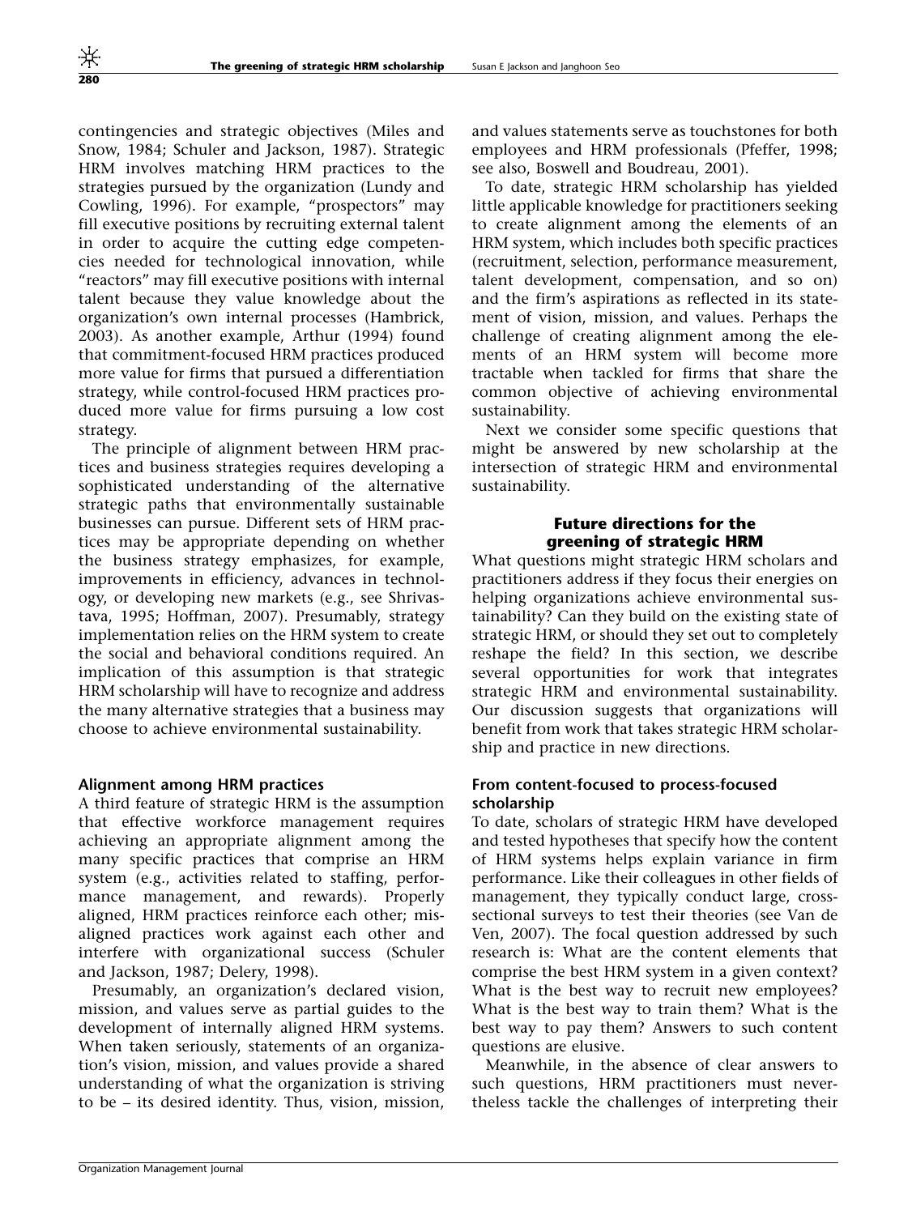contingencies and strategic objectives (Miles and Snow, 1984; Schuler and Jackson, 1987). Strategic HRM involves matching HRM practices to the strategies pursued by the organization (Lundy and Cowling, 1996). For example, "prospectors" may fill executive positions by recruiting external talent in order to acquire the cutting edge competencies needed for technological innovation, while "reactors" may fill executive positions with internal talent because they value knowledge about the organization's own internal processes (Hambrick, 2003). As another example, Arthur (1994) found that commitment-focused HRM practices produced more value for firms that pursued a differentiation strategy, while control-focused HRM practices produced more value for firms pursuing a low cost strategy.

The principle of alignment between HRM practices and business strategies requires developing a sophisticated understanding of the alternative strategic paths that environmentally sustainable businesses can pursue. Different sets of HRM practices may be appropriate depending on whether the business strategy emphasizes, for example, improvements in efficiency, advances in technology, or developing new markets (e.g., see Shrivastava, 1995; Hoffman, 2007). Presumably, strategy implementation relies on the HRM system to create the social and behavioral conditions required. An implication of this assumption is that strategic HRM scholarship will have to recognize and address the many alternative strategies that a business may choose to achieve environmental sustainability.

### Alignment among HRM practices

A third feature of strategic HRM is the assumption that effective workforce management requires achieving an appropriate alignment among the many specific practices that comprise an HRM system (e.g., activities related to staffing, performance management, and rewards). Properly aligned, HRM practices reinforce each other; misaligned practices work against each other and interfere with organizational success (Schuler and Jackson, 1987; Delery, 1998).

Presumably, an organization's declared vision, mission, and values serve as partial guides to the development of internally aligned HRM systems. When taken seriously, statements of an organization's vision, mission, and values provide a shared understanding of what the organization is striving to be – its desired identity. Thus, vision, mission, and values statements serve as touchstones for both employees and HRM professionals (Pfeffer, 1998; see also, Boswell and Boudreau, 2001).

To date, strategic HRM scholarship has yielded little applicable knowledge for practitioners seeking to create alignment among the elements of an HRM system, which includes both specific practices (recruitment, selection, performance measurement, talent development, compensation, and so on) and the firm's aspirations as reflected in its statement of vision, mission, and values. Perhaps the challenge of creating alignment among the elements of an HRM system will become more tractable when tackled for firms that share the common objective of achieving environmental sustainability.

Next we consider some specific questions that might be answered by new scholarship at the intersection of strategic HRM and environmental sustainability.

## Future directions for the greening of strategic HRM

What questions might strategic HRM scholars and practitioners address if they focus their energies on helping organizations achieve environmental sustainability? Can they build on the existing state of strategic HRM, or should they set out to completely reshape the field? In this section, we describe several opportunities for work that integrates strategic HRM and environmental sustainability. Our discussion suggests that organizations will benefit from work that takes strategic HRM scholarship and practice in new directions.

### From content-focused to process-focused scholarship

To date, scholars of strategic HRM have developed and tested hypotheses that specify how the content of HRM systems helps explain variance in firm performance. Like their colleagues in other fields of management, they typically conduct large, cross-sectional surveys to test their theories (see Van de Ven, 2007). The focal question addressed by such research is: What are the content elements that comprise the best HRM system in a given context? What is the best way to recruit new employees? What is the best way to train them? What is the best way to pay them? Answers to such content questions are elusive.

Meanwhile, in the absence of clear answers to such questions, HRM practitioners must nevertheless tackle the challenges of interpreting their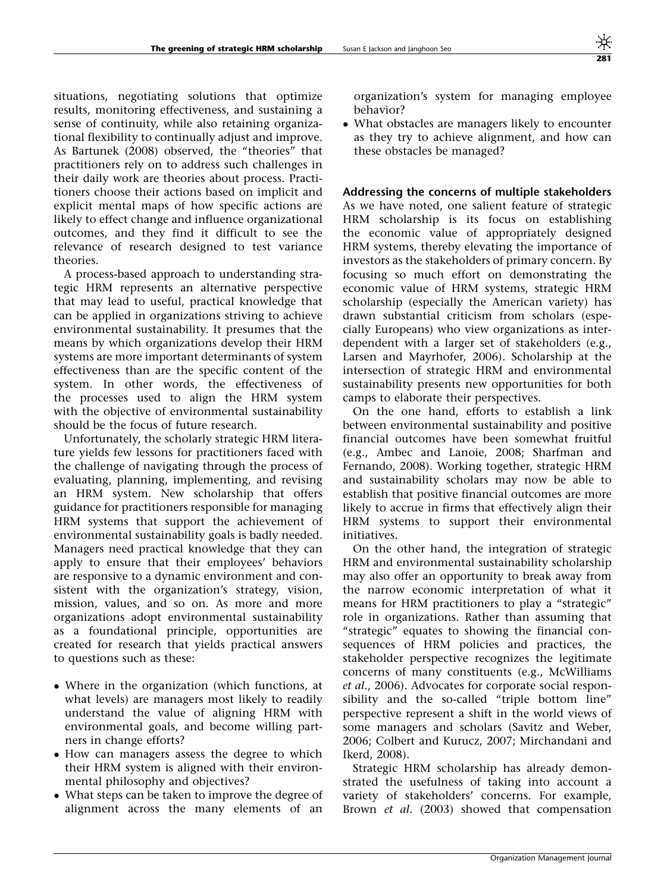situations, negotiating solutions that optimize results, monitoring effectiveness, and sustaining a sense of continuity, while also retaining organizational flexibility to continually adjust and improve. As Bartunek (2008) observed, the "theories" that practitioners rely on to address such challenges in their daily work are theories about process. Practitioners choose their actions based on implicit and explicit mental maps of how specific actions are likely to effect change and influence organizational outcomes, and they find it difficult to see the relevance of research designed to test variance theories.

A process-based approach to understanding strategic HRM represents an alternative perspective that may lead to useful, practical knowledge that can be applied in organizations striving to achieve environmental sustainability. It presumes that the means by which organizations develop their HRM systems are more important determinants of system effectiveness than are the specific content of the system. In other words, the effectiveness of the processes used to align the HRM system with the objective of environmental sustainability should be the focus of future research.

Unfortunately, the scholarly strategic HRM literature yields few lessons for practitioners faced with the challenge of navigating through the process of evaluating, planning, implementing, and revising an HRM system. New scholarship that offers guidance for practitioners responsible for managing HRM systems that support the achievement of environmental sustainability goals is badly needed. Managers need practical knowledge that they can apply to ensure that their employees' behaviors are responsive to a dynamic environment and consistent with the organization's strategy, vision, mission, values, and so on. As more and more organizations adopt environmental sustainability as a foundational principle, opportunities are created for research that yields practical answers to questions such as these:

- Where in the organization (which functions, at what levels) are managers most likely to readily understand the value of aligning HRM with environmental goals, and become willing partners in change efforts?
- How can managers assess the degree to which their HRM system is aligned with their environmental philosophy and objectives?
- What steps can be taken to improve the degree of alignment across the many elements of an organization's system for managing employee behavior?
- What obstacles are managers likely to encounter as they try to achieve alignment, and how can these obstacles be managed?

**Addressing the concerns of multiple stakeholders**

As we have noted, one salient feature of strategic HRM scholarship is its focus on establishing the economic value of appropriately designed HRM systems, thereby elevating the importance of investors as the stakeholders of primary concern. By focusing so much effort on demonstrating the economic value of HRM systems, strategic HRM scholarship (especially the American variety) has drawn substantial criticism from scholars (especially Europeans) who view organizations as interdependent with a larger set of stakeholders (e.g., Larsen and Mayrhofer, 2006). Scholarship at the intersection of strategic HRM and environmental sustainability presents new opportunities for both camps to elaborate their perspectives.

On the one hand, efforts to establish a link between environmental sustainability and positive financial outcomes have been somewhat fruitful (e.g., Ambec and Lanoie, 2008; Sharfman and Fernando, 2008). Working together, strategic HRM and sustainability scholars may now be able to establish that positive financial outcomes are more likely to accrue in firms that effectively align their HRM systems to support their environmental initiatives.

On the other hand, the integration of strategic HRM and environmental sustainability scholarship may also offer an opportunity to break away from the narrow economic interpretation of what it means for HRM practitioners to play a "strategic" role in organizations. Rather than assuming that "strategic" equates to showing the financial consequences of HRM policies and practices, the stakeholder perspective recognizes the legitimate concerns of many constituents (e.g., McWilliams *et al*., 2006). Advocates for corporate social responsibility and the so-called "triple bottom line" perspective represent a shift in the world views of some managers and scholars (Savitz and Weber, 2006; Colbert and Kurucz, 2007; Mirchandani and Ikerd, 2008).

Strategic HRM scholarship has already demonstrated the usefulness of taking into account a variety of stakeholders' concerns. For example, Brown *et al*. (2003) showed that compensation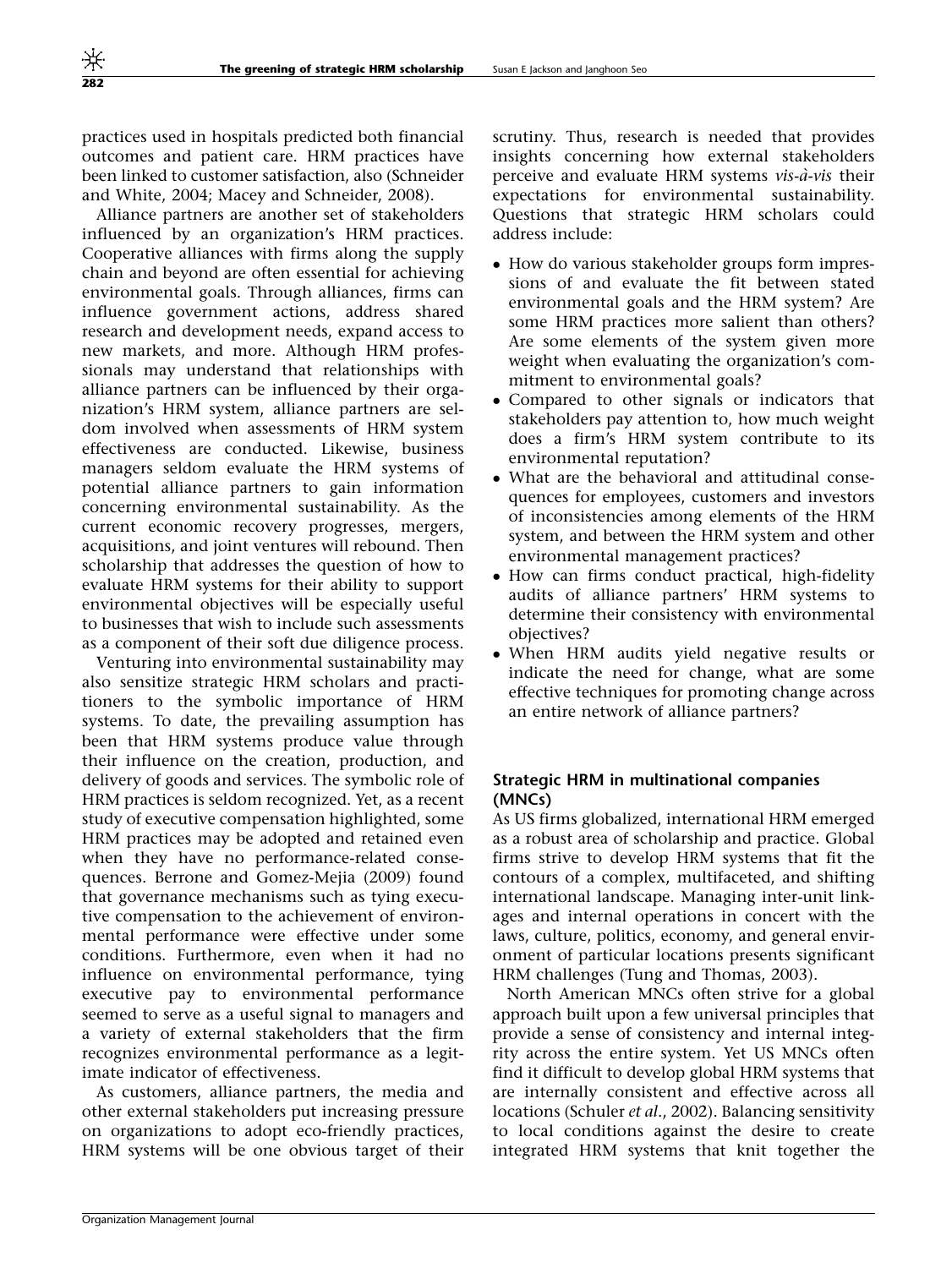practices used in hospitals predicted both financial outcomes and patient care. HRM practices have been linked to customer satisfaction, also (Schneider and White, 2004; Macey and Schneider, 2008).

Alliance partners are another set of stakeholders influenced by an organization's HRM practices. Cooperative alliances with firms along the supply chain and beyond are often essential for achieving environmental goals. Through alliances, firms can influence government actions, address shared research and development needs, expand access to new markets, and more. Although HRM professionals may understand that relationships with alliance partners can be influenced by their organization's HRM system, alliance partners are seldom involved when assessments of HRM system effectiveness are conducted. Likewise, business managers seldom evaluate the HRM systems of potential alliance partners to gain information concerning environmental sustainability. As the current economic recovery progresses, mergers, acquisitions, and joint ventures will rebound. Then scholarship that addresses the question of how to evaluate HRM systems for their ability to support environmental objectives will be especially useful to businesses that wish to include such assessments as a component of their soft due diligence process.

Venturing into environmental sustainability may also sensitize strategic HRM scholars and practitioners to the symbolic importance of HRM systems. To date, the prevailing assumption has been that HRM systems produce value through their influence on the creation, production, and delivery of goods and services. The symbolic role of HRM practices is seldom recognized. Yet, as a recent study of executive compensation highlighted, some HRM practices may be adopted and retained even when they have no performance-related consequences. Berrone and Gomez-Mejia (2009) found that governance mechanisms such as tying executive compensation to the achievement of environmental performance were effective under some conditions. Furthermore, even when it had no influence on environmental performance, tying executive pay to environmental performance seemed to serve as a useful signal to managers and a variety of external stakeholders that the firm recognizes environmental performance as a legitimate indicator of effectiveness.

As customers, alliance partners, the media and other external stakeholders put increasing pressure on organizations to adopt eco-friendly practices, HRM systems will be one obvious target of their scrutiny. Thus, research is needed that provides insights concerning how external stakeholders perceive and evaluate HRM systems *vis-à-vis* their expectations for environmental sustainability. Questions that strategic HRM scholars could address include:

- How do various stakeholder groups form impressions of and evaluate the fit between stated environmental goals and the HRM system? Are some HRM practices more salient than others? Are some elements of the system given more weight when evaluating the organization's commitment to environmental goals?
- Compared to other signals or indicators that stakeholders pay attention to, how much weight does a firm's HRM system contribute to its environmental reputation?
- What are the behavioral and attitudinal consequences for employees, customers and investors of inconsistencies among elements of the HRM system, and between the HRM system and other environmental management practices?
- How can firms conduct practical, high-fidelity audits of alliance partners' HRM systems to determine their consistency with environmental objectives?
- When HRM audits yield negative results or indicate the need for change, what are some effective techniques for promoting change across an entire network of alliance partners?

### Strategic HRM in multinational companies (MNCs)

As US firms globalized, international HRM emerged as a robust area of scholarship and practice. Global firms strive to develop HRM systems that fit the contours of a complex, multifaceted, and shifting international landscape. Managing inter-unit linkages and internal operations in concert with the laws, culture, politics, economy, and general environment of particular locations presents significant HRM challenges (Tung and Thomas, 2003).

North American MNCs often strive for a global approach built upon a few universal principles that provide a sense of consistency and internal integrity across the entire system. Yet US MNCs often find it difficult to develop global HRM systems that are internally consistent and effective across all locations (Schuler *et al.*, 2002). Balancing sensitivity to local conditions against the desire to create integrated HRM systems that knit together the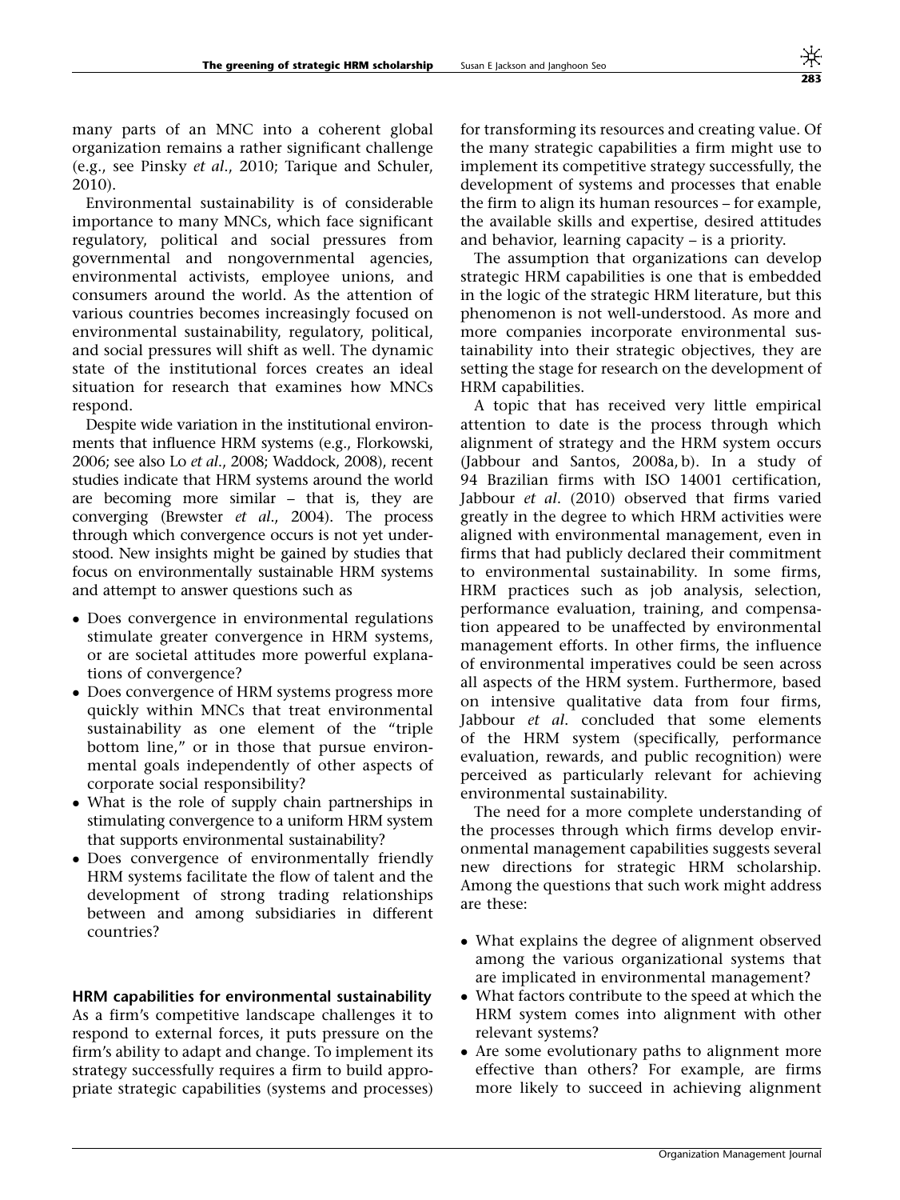many parts of an MNC into a coherent global organization remains a rather significant challenge (e.g., see Pinsky *et al*., 2010; Tarique and Schuler, 2010).

Environmental sustainability is of considerable importance to many MNCs, which face significant regulatory, political and social pressures from governmental and nongovernmental agencies, environmental activists, employee unions, and consumers around the world. As the attention of various countries becomes increasingly focused on environmental sustainability, regulatory, political, and social pressures will shift as well. The dynamic state of the institutional forces creates an ideal situation for research that examines how MNCs respond.

Despite wide variation in the institutional environments that influence HRM systems (e.g., Florkowski, 2006; see also Lo *et al*., 2008; Waddock, 2008), recent studies indicate that HRM systems around the world are becoming more similar – that is, they are converging (Brewster *et al*., 2004). The process through which convergence occurs is not yet understood. New insights might be gained by studies that focus on environmentally sustainable HRM systems and attempt to answer questions such as

- Does convergence in environmental regulations stimulate greater convergence in HRM systems, or are societal attitudes more powerful explanations of convergence?
- Does convergence of HRM systems progress more quickly within MNCs that treat environmental sustainability as one element of the "triple bottom line," or in those that pursue environmental goals independently of other aspects of corporate social responsibility?
- What is the role of supply chain partnerships in stimulating convergence to a uniform HRM system that supports environmental sustainability?
- Does convergence of environmentally friendly HRM systems facilitate the flow of talent and the development of strong trading relationships between and among subsidiaries in different countries?

### HRM capabilities for environmental sustainability

As a firm's competitive landscape challenges it to respond to external forces, it puts pressure on the firm's ability to adapt and change. To implement its strategy successfully requires a firm to build appropriate strategic capabilities (systems and processes) for transforming its resources and creating value. Of the many strategic capabilities a firm might use to implement its competitive strategy successfully, the development of systems and processes that enable the firm to align its human resources – for example, the available skills and expertise, desired attitudes and behavior, learning capacity – is a priority.

The assumption that organizations can develop strategic HRM capabilities is one that is embedded in the logic of the strategic HRM literature, but this phenomenon is not well-understood. As more and more companies incorporate environmental sustainability into their strategic objectives, they are setting the stage for research on the development of HRM capabilities.

A topic that has received very little empirical attention to date is the process through which alignment of strategy and the HRM system occurs (Jabbour and Santos, 2008a, b). In a study of 94 Brazilian firms with ISO 14001 certification, Jabbour *et al*. (2010) observed that firms varied greatly in the degree to which HRM activities were aligned with environmental management, even in firms that had publicly declared their commitment to environmental sustainability. In some firms, HRM practices such as job analysis, selection, performance evaluation, training, and compensation appeared to be unaffected by environmental management efforts. In other firms, the influence of environmental imperatives could be seen across all aspects of the HRM system. Furthermore, based on intensive qualitative data from four firms, Jabbour *et al*. concluded that some elements of the HRM system (specifically, performance evaluation, rewards, and public recognition) were perceived as particularly relevant for achieving environmental sustainability.

The need for a more complete understanding of the processes through which firms develop environmental management capabilities suggests several new directions for strategic HRM scholarship. Among the questions that such work might address are these:

- What explains the degree of alignment observed among the various organizational systems that are implicated in environmental management?
- What factors contribute to the speed at which the HRM system comes into alignment with other relevant systems?
- Are some evolutionary paths to alignment more effective than others? For example, are firms more likely to succeed in achieving alignment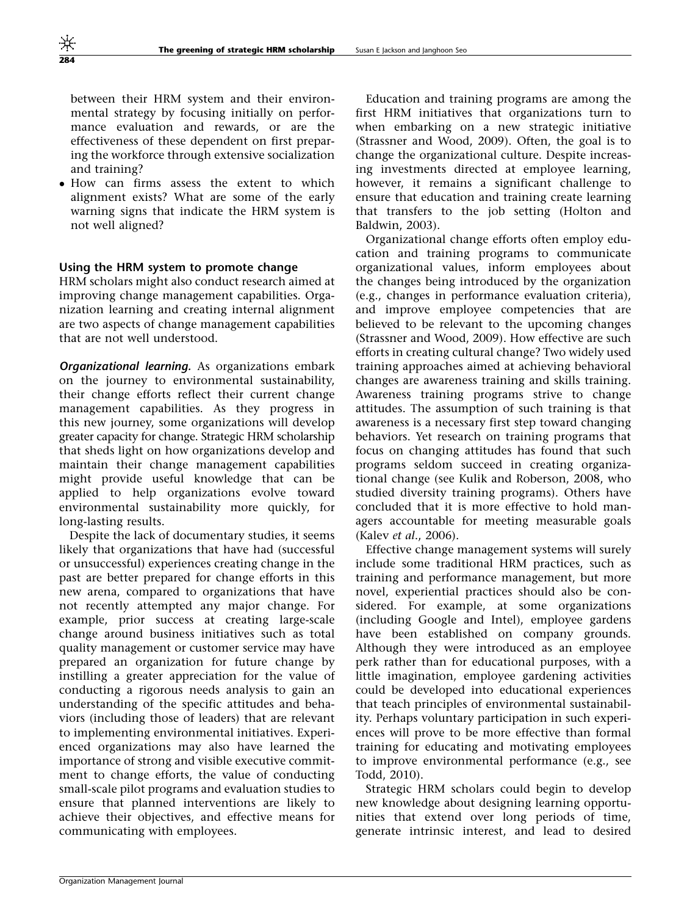between their HRM system and their environmental strategy by focusing initially on performance evaluation and rewards, or are the effectiveness of these dependent on first preparing the workforce through extensive socialization and training?
- How can firms assess the extent to which alignment exists? What are some of the early warning signs that indicate the HRM system is not well aligned?

### Using the HRM system to promote change

HRM scholars might also conduct research aimed at improving change management capabilities. Organization learning and creating internal alignment are two aspects of change management capabilities that are not well understood.

***Organizational learning.*** As organizations embark on the journey to environmental sustainability, their change efforts reflect their current change management capabilities. As they progress in this new journey, some organizations will develop greater capacity for change. Strategic HRM scholarship that sheds light on how organizations develop and maintain their change management capabilities might provide useful knowledge that can be applied to help organizations evolve toward environmental sustainability more quickly, for long-lasting results.

Despite the lack of documentary studies, it seems likely that organizations that have had (successful or unsuccessful) experiences creating change in the past are better prepared for change efforts in this new arena, compared to organizations that have not recently attempted any major change. For example, prior success at creating large-scale change around business initiatives such as total quality management or customer service may have prepared an organization for future change by instilling a greater appreciation for the value of conducting a rigorous needs analysis to gain an understanding of the specific attitudes and behaviors (including those of leaders) that are relevant to implementing environmental initiatives. Experienced organizations may also have learned the importance of strong and visible executive commitment to change efforts, the value of conducting small-scale pilot programs and evaluation studies to ensure that planned interventions are likely to achieve their objectives, and effective means for communicating with employees.

Education and training programs are among the first HRM initiatives that organizations turn to when embarking on a new strategic initiative (Strassner and Wood, 2009). Often, the goal is to change the organizational culture. Despite increasing investments directed at employee learning, however, it remains a significant challenge to ensure that education and training create learning that transfers to the job setting (Holton and Baldwin, 2003).

Organizational change efforts often employ education and training programs to communicate organizational values, inform employees about the changes being introduced by the organization (e.g., changes in performance evaluation criteria), and improve employee competencies that are believed to be relevant to the upcoming changes (Strassner and Wood, 2009). How effective are such efforts in creating cultural change? Two widely used training approaches aimed at achieving behavioral changes are awareness training and skills training. Awareness training programs strive to change attitudes. The assumption of such training is that awareness is a necessary first step toward changing behaviors. Yet research on training programs that focus on changing attitudes has found that such programs seldom succeed in creating organizational change (see Kulik and Roberson, 2008, who studied diversity training programs). Others have concluded that it is more effective to hold managers accountable for meeting measurable goals (Kalev *et al.*, 2006).

Effective change management systems will surely include some traditional HRM practices, such as training and performance management, but more novel, experiential practices should also be considered. For example, at some organizations (including Google and Intel), employee gardens have been established on company grounds. Although they were introduced as an employee perk rather than for educational purposes, with a little imagination, employee gardening activities could be developed into educational experiences that teach principles of environmental sustainability. Perhaps voluntary participation in such experiences will prove to be more effective than formal training for educating and motivating employees to improve environmental performance (e.g., see Todd, 2010).

Strategic HRM scholars could begin to develop new knowledge about designing learning opportunities that extend over long periods of time, generate intrinsic interest, and lead to desired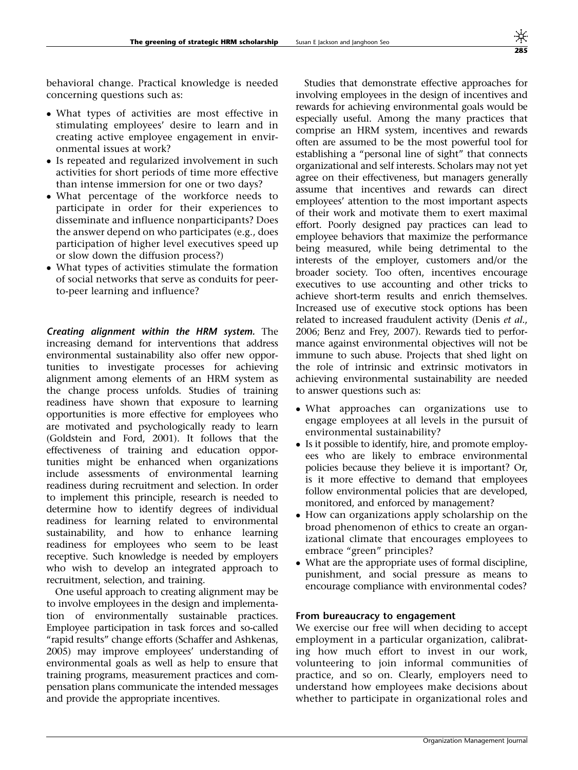behavioral change. Practical knowledge is needed concerning questions such as:

- What types of activities are most effective in stimulating employees' desire to learn and in creating active employee engagement in environmental issues at work?
- Is repeated and regularized involvement in such activities for short periods of time more effective than intense immersion for one or two days?
- What percentage of the workforce needs to participate in order for their experiences to disseminate and influence nonparticipants? Does the answer depend on who participates (e.g., does participation of higher level executives speed up or slow down the diffusion process?)
- What types of activities stimulate the formation of social networks that serve as conduits for peer-to-peer learning and influence?

***Creating alignment within the HRM system.*** The increasing demand for interventions that address environmental sustainability also offer new opportunities to investigate processes for achieving alignment among elements of an HRM system as the change process unfolds. Studies of training readiness have shown that exposure to learning opportunities is more effective for employees who are motivated and psychologically ready to learn (Goldstein and Ford, 2001). It follows that the effectiveness of training and education opportunities might be enhanced when organizations include assessments of environmental learning readiness during recruitment and selection. In order to implement this principle, research is needed to determine how to identify degrees of individual readiness for learning related to environmental sustainability, and how to enhance learning readiness for employees who seem to be least receptive. Such knowledge is needed by employers who wish to develop an integrated approach to recruitment, selection, and training.

One useful approach to creating alignment may be to involve employees in the design and implementation of environmentally sustainable practices. Employee participation in task forces and so-called "rapid results" change efforts (Schaffer and Ashkenas, 2005) may improve employees' understanding of environmental goals as well as help to ensure that training programs, measurement practices and compensation plans communicate the intended messages and provide the appropriate incentives.

Studies that demonstrate effective approaches for involving employees in the design of incentives and rewards for achieving environmental goals would be especially useful. Among the many practices that comprise an HRM system, incentives and rewards often are assumed to be the most powerful tool for establishing a "personal line of sight" that connects organizational and self interests. Scholars may not yet agree on their effectiveness, but managers generally assume that incentives and rewards can direct employees' attention to the most important aspects of their work and motivate them to exert maximal effort. Poorly designed pay practices can lead to employee behaviors that maximize the performance being measured, while being detrimental to the interests of the employer, customers and/or the broader society. Too often, incentives encourage executives to use accounting and other tricks to achieve short-term results and enrich themselves. Increased use of executive stock options has been related to increased fraudulent activity (Denis *et al.*, 2006; Benz and Frey, 2007). Rewards tied to performance against environmental objectives will not be immune to such abuse. Projects that shed light on the role of intrinsic and extrinsic motivators in achieving environmental sustainability are needed to answer questions such as:

- What approaches can organizations use to engage employees at all levels in the pursuit of environmental sustainability?
- Is it possible to identify, hire, and promote employees who are likely to embrace environmental policies because they believe it is important? Or, is it more effective to demand that employees follow environmental policies that are developed, monitored, and enforced by management?
- How can organizations apply scholarship on the broad phenomenon of ethics to create an organizational climate that encourages employees to embrace "green" principles?
- What are the appropriate uses of formal discipline, punishment, and social pressure as means to encourage compliance with environmental codes?

### From bureaucracy to engagement

We exercise our free will when deciding to accept employment in a particular organization, calibrating how much effort to invest in our work, volunteering to join informal communities of practice, and so on. Clearly, employers need to understand how employees make decisions about whether to participate in organizational roles and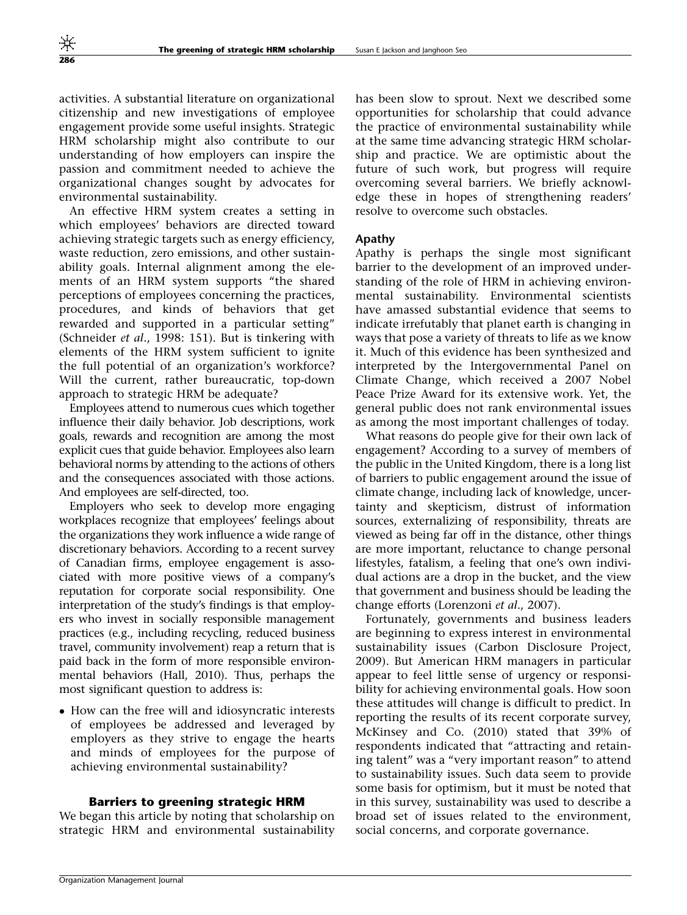activities. A substantial literature on organizational citizenship and new investigations of employee engagement provide some useful insights. Strategic HRM scholarship might also contribute to our understanding of how employers can inspire the passion and commitment needed to achieve the organizational changes sought by advocates for environmental sustainability.

An effective HRM system creates a setting in which employees' behaviors are directed toward achieving strategic targets such as energy efficiency, waste reduction, zero emissions, and other sustainability goals. Internal alignment among the elements of an HRM system supports "the shared perceptions of employees concerning the practices, procedures, and kinds of behaviors that get rewarded and supported in a particular setting" (Schneider *et al*., 1998: 151). But is tinkering with elements of the HRM system sufficient to ignite the full potential of an organization's workforce? Will the current, rather bureaucratic, top-down approach to strategic HRM be adequate?

Employees attend to numerous cues which together influence their daily behavior. Job descriptions, work goals, rewards and recognition are among the most explicit cues that guide behavior. Employees also learn behavioral norms by attending to the actions of others and the consequences associated with those actions. And employees are self-directed, too.

Employers who seek to develop more engaging workplaces recognize that employees' feelings about the organizations they work influence a wide range of discretionary behaviors. According to a recent survey of Canadian firms, employee engagement is associated with more positive views of a company's reputation for corporate social responsibility. One interpretation of the study's findings is that employers who invest in socially responsible management practices (e.g., including recycling, reduced business travel, community involvement) reap a return that is paid back in the form of more responsible environmental behaviors (Hall, 2010). Thus, perhaps the most significant question to address is:

- How can the free will and idiosyncratic interests of employees be addressed and leveraged by employers as they strive to engage the hearts and minds of employees for the purpose of achieving environmental sustainability?

## Barriers to greening strategic HRM

We began this article by noting that scholarship on strategic HRM and environmental sustainability has been slow to sprout. Next we described some opportunities for scholarship that could advance the practice of environmental sustainability while at the same time advancing strategic HRM scholarship and practice. We are optimistic about the future of such work, but progress will require overcoming several barriers. We briefly acknowledge these in hopes of strengthening readers' resolve to overcome such obstacles.

### Apathy

Apathy is perhaps the single most significant barrier to the development of an improved understanding of the role of HRM in achieving environmental sustainability. Environmental scientists have amassed substantial evidence that seems to indicate irrefutably that planet earth is changing in ways that pose a variety of threats to life as we know it. Much of this evidence has been synthesized and interpreted by the Intergovernmental Panel on Climate Change, which received a 2007 Nobel Peace Prize Award for its extensive work. Yet, the general public does not rank environmental issues as among the most important challenges of today.

What reasons do people give for their own lack of engagement? According to a survey of members of the public in the United Kingdom, there is a long list of barriers to public engagement around the issue of climate change, including lack of knowledge, uncertainty and skepticism, distrust of information sources, externalizing of responsibility, threats are viewed as being far off in the distance, other things are more important, reluctance to change personal lifestyles, fatalism, a feeling that one's own individual actions are a drop in the bucket, and the view that government and business should be leading the change efforts (Lorenzoni *et al*., 2007).

Fortunately, governments and business leaders are beginning to express interest in environmental sustainability issues (Carbon Disclosure Project, 2009). But American HRM managers in particular appear to feel little sense of urgency or responsibility for achieving environmental goals. How soon these attitudes will change is difficult to predict. In reporting the results of its recent corporate survey, McKinsey and Co. (2010) stated that 39% of respondents indicated that "attracting and retaining talent" was a "very important reason" to attend to sustainability issues. Such data seem to provide some basis for optimism, but it must be noted that in this survey, sustainability was used to describe a broad set of issues related to the environment, social concerns, and corporate governance.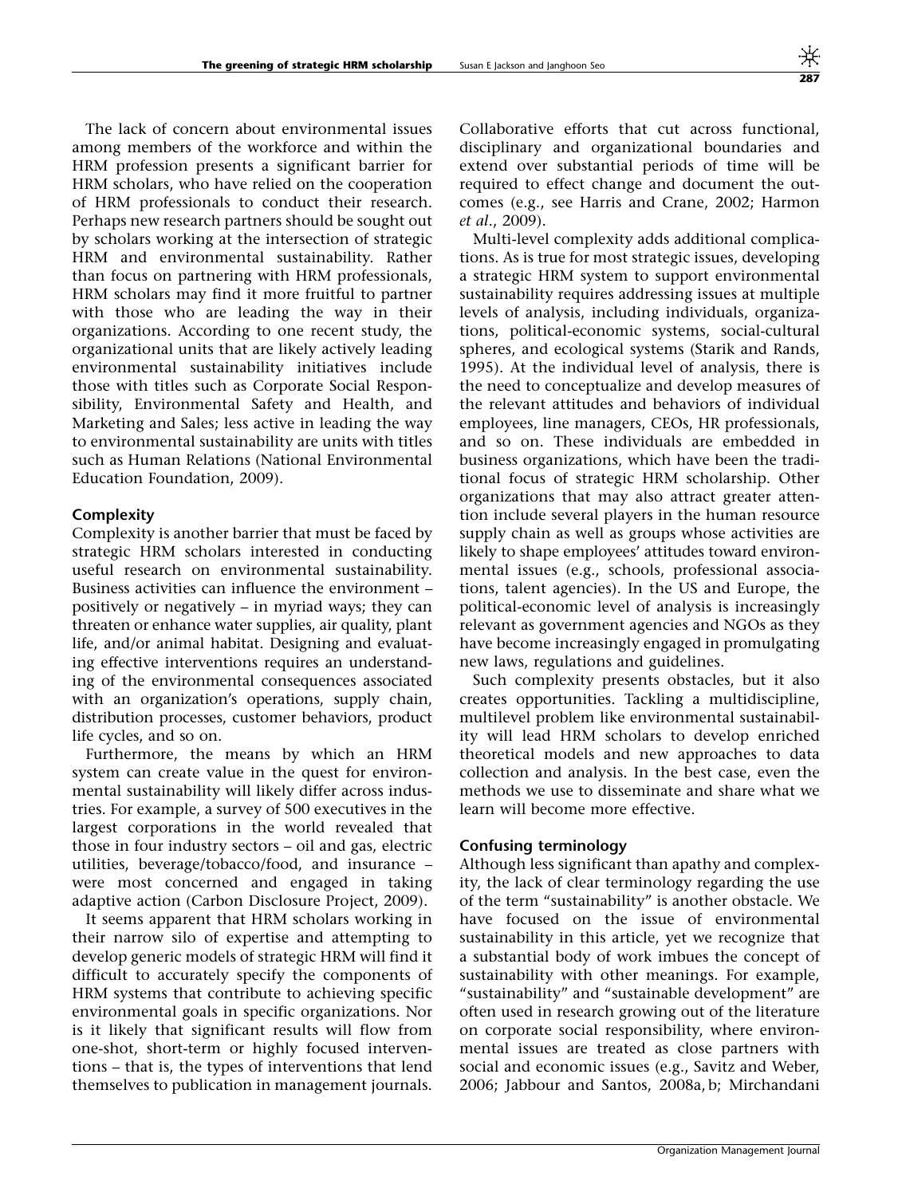The lack of concern about environmental issues among members of the workforce and within the HRM profession presents a significant barrier for HRM scholars, who have relied on the cooperation of HRM professionals to conduct their research. Perhaps new research partners should be sought out by scholars working at the intersection of strategic HRM and environmental sustainability. Rather than focus on partnering with HRM professionals, HRM scholars may find it more fruitful to partner with those who are leading the way in their organizations. According to one recent study, the organizational units that are likely actively leading environmental sustainability initiatives include those with titles such as Corporate Social Responsibility, Environmental Safety and Health, and Marketing and Sales; less active in leading the way to environmental sustainability are units with titles such as Human Relations (National Environmental Education Foundation, 2009).

### Complexity

Complexity is another barrier that must be faced by strategic HRM scholars interested in conducting useful research on environmental sustainability. Business activities can influence the environment – positively or negatively – in myriad ways; they can threaten or enhance water supplies, air quality, plant life, and/or animal habitat. Designing and evaluating effective interventions requires an understanding of the environmental consequences associated with an organization's operations, supply chain, distribution processes, customer behaviors, product life cycles, and so on.

Furthermore, the means by which an HRM system can create value in the quest for environmental sustainability will likely differ across industries. For example, a survey of 500 executives in the largest corporations in the world revealed that those in four industry sectors – oil and gas, electric utilities, beverage/tobacco/food, and insurance – were most concerned and engaged in taking adaptive action (Carbon Disclosure Project, 2009).

It seems apparent that HRM scholars working in their narrow silo of expertise and attempting to develop generic models of strategic HRM will find it difficult to accurately specify the components of HRM systems that contribute to achieving specific environmental goals in specific organizations. Nor is it likely that significant results will flow from one-shot, short-term or highly focused interventions – that is, the types of interventions that lend themselves to publication in management journals. Collaborative efforts that cut across functional, disciplinary and organizational boundaries and extend over substantial periods of time will be required to effect change and document the outcomes (e.g., see Harris and Crane, 2002; Harmon *et al*., 2009).

Multi-level complexity adds additional complications. As is true for most strategic issues, developing a strategic HRM system to support environmental sustainability requires addressing issues at multiple levels of analysis, including individuals, organizations, political-economic systems, social-cultural spheres, and ecological systems (Starik and Rands, 1995). At the individual level of analysis, there is the need to conceptualize and develop measures of the relevant attitudes and behaviors of individual employees, line managers, CEOs, HR professionals, and so on. These individuals are embedded in business organizations, which have been the traditional focus of strategic HRM scholarship. Other organizations that may also attract greater attention include several players in the human resource supply chain as well as groups whose activities are likely to shape employees' attitudes toward environmental issues (e.g., schools, professional associations, talent agencies). In the US and Europe, the political-economic level of analysis is increasingly relevant as government agencies and NGOs as they have become increasingly engaged in promulgating new laws, regulations and guidelines.

Such complexity presents obstacles, but it also creates opportunities. Tackling a multidiscipline, multilevel problem like environmental sustainability will lead HRM scholars to develop enriched theoretical models and new approaches to data collection and analysis. In the best case, even the methods we use to disseminate and share what we learn will become more effective.

### Confusing terminology

Although less significant than apathy and complexity, the lack of clear terminology regarding the use of the term "sustainability" is another obstacle. We have focused on the issue of environmental sustainability in this article, yet we recognize that a substantial body of work imbues the concept of sustainability with other meanings. For example, "sustainability" and "sustainable development" are often used in research growing out of the literature on corporate social responsibility, where environmental issues are treated as close partners with social and economic issues (e.g., Savitz and Weber, 2006; Jabbour and Santos, 2008a, b; Mirchandani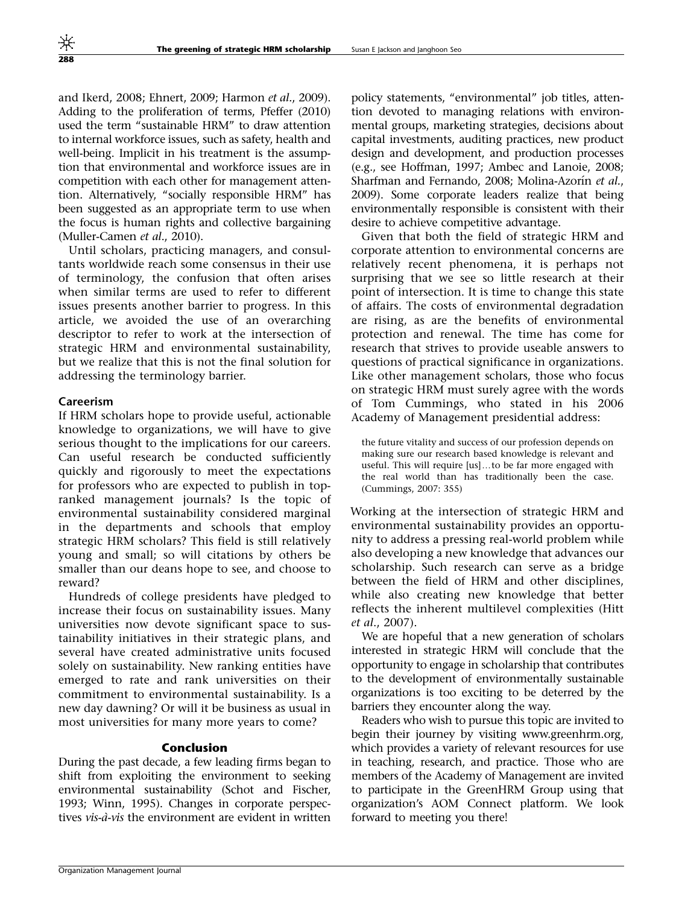and Ikerd, 2008; Ehnert, 2009; Harmon *et al*., 2009). Adding to the proliferation of terms, Pfeffer (2010) used the term "sustainable HRM" to draw attention to internal workforce issues, such as safety, health and well-being. Implicit in his treatment is the assumption that environmental and workforce issues are in competition with each other for management attention. Alternatively, "socially responsible HRM" has been suggested as an appropriate term to use when the focus is human rights and collective bargaining (Muller-Camen *et al*., 2010).

Until scholars, practicing managers, and consultants worldwide reach some consensus in their use of terminology, the confusion that often arises when similar terms are used to refer to different issues presents another barrier to progress. In this article, we avoided the use of an overarching descriptor to refer to work at the intersection of strategic HRM and environmental sustainability, but we realize that this is not the final solution for addressing the terminology barrier.

### Careerism

If HRM scholars hope to provide useful, actionable knowledge to organizations, we will have to give serious thought to the implications for our careers. Can useful research be conducted sufficiently quickly and rigorously to meet the expectations for professors who are expected to publish in top-ranked management journals? Is the topic of environmental sustainability considered marginal in the departments and schools that employ strategic HRM scholars? This field is still relatively young and small; so will citations by others be smaller than our deans hope to see, and choose to reward?

Hundreds of college presidents have pledged to increase their focus on sustainability issues. Many universities now devote significant space to sustainability initiatives in their strategic plans, and several have created administrative units focused solely on sustainability. New ranking entities have emerged to rate and rank universities on their commitment to environmental sustainability. Is a new day dawning? Or will it be business as usual in most universities for many more years to come?

## Conclusion

During the past decade, a few leading firms began to shift from exploiting the environment to seeking environmental sustainability (Schot and Fischer, 1993; Winn, 1995). Changes in corporate perspectives *vis-à-vis* the environment are evident in written policy statements, "environmental" job titles, attention devoted to managing relations with environmental groups, marketing strategies, decisions about capital investments, auditing practices, new product design and development, and production processes (e.g., see Hoffman, 1997; Ambec and Lanoie, 2008; Sharfman and Fernando, 2008; Molina-Azorín *et al*., 2009). Some corporate leaders realize that being environmentally responsible is consistent with their desire to achieve competitive advantage.

Given that both the field of strategic HRM and corporate attention to environmental concerns are relatively recent phenomena, it is perhaps not surprising that we see so little research at their point of intersection. It is time to change this state of affairs. The costs of environmental degradation are rising, as are the benefits of environmental protection and renewal. The time has come for research that strives to provide useable answers to questions of practical significance in organizations. Like other management scholars, those who focus on strategic HRM must surely agree with the words of Tom Cummings, who stated in his 2006 Academy of Management presidential address:

> the future vitality and success of our profession depends on making sure our research based knowledge is relevant and useful. This will require [us]…to be far more engaged with the real world than has traditionally been the case. (Cummings, 2007: 355)

Working at the intersection of strategic HRM and environmental sustainability provides an opportunity to address a pressing real-world problem while also developing a new knowledge that advances our scholarship. Such research can serve as a bridge between the field of HRM and other disciplines, while also creating new knowledge that better reflects the inherent multilevel complexities (Hitt *et al*., 2007).

We are hopeful that a new generation of scholars interested in strategic HRM will conclude that the opportunity to engage in scholarship that contributes to the development of environmentally sustainable organizations is too exciting to be deterred by the barriers they encounter along the way.

Readers who wish to pursue this topic are invited to begin their journey by visiting www.greenhrm.org, which provides a variety of relevant resources for use in teaching, research, and practice. Those who are members of the Academy of Management are invited to participate in the GreenHRM Group using that organization's AOM Connect platform. We look forward to meeting you there!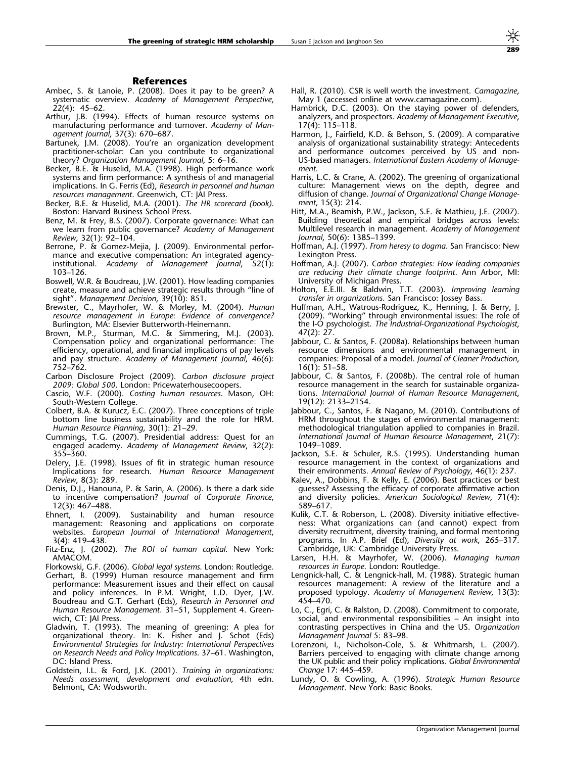## References

Ambec, S. & Lanoie, P. (2008). Does it pay to be green? A systematic overview. *Academy of Management Perspective*, *22*(4): 45–62.

Arthur, J.B. (1994). Effects of human resource systems on manufacturing performance and turnover. *Academy of Management Journal*, 37(3): 670–687.

Bartunek, J.M. (2008). You're an organization development practitioner-scholar: Can you contribute to organizational theory? *Organization Management Journal*, 5: 6–16.

Becker, B.E. & Huselid, M.A. (1998). High performance work systems and firm performance: A synthesis of and managerial implications. In G. Ferris (Ed), *Research in personnel and human resources management*. Greenwich, CT: JAI Press.

Becker, B.E. & Huselid, M.A. (2001). *The HR scorecard (book)*. Boston: Harvard Business School Press.

Benz, M. & Frey, B.S. (2007). Corporate governance: What can we learn from public governance? *Academy of Management Review*, 32(1): 92–104.

Berrone, P. & Gomez-Mejia, J. (2009). Environmental performance and executive compensation: An integrated agency-institutional. *Academy of Management Journal*, 52(1): 103–126.

Boswell, W.R. & Boudreau, J.W. (2001). How leading companies create, measure and achieve strategic results through "line of sight". *Management Decision*, 39(10): 851.

Brewster, C., Mayrhofer, W. & Morley, M. (2004). *Human resource management in Europe: Evidence of convergence?* Burlington, MA: Elsevier Butterworth-Heinemann.

Brown, M.P., Sturman, M.C. & Simmering, M.J. (2003). Compensation policy and organizational performance: The efficiency, operational, and financial implications of pay levels and pay structure. *Academy of Management Journal*, 46(6): 752–762.

Carbon Disclosure Project (2009). *Carbon disclosure project 2009: Global 500*. London: Pricewaterhousecoopers.

Cascio, W.F. (2000). *Costing human resources*. Mason, OH: South-Western College.

Colbert, B.A. & Kurucz, E.C. (2007). Three conceptions of triple bottom line business sustainability and the role for HRM. *Human Resource Planning*, 30(1): 21–29.

Cummings, T.G. (2007). Presidential address: Quest for an engaged academy. *Academy of Management Review*, 32(2): 355–360.

Delery, J.E. (1998). Issues of fit in strategic human resource Implications for research. *Human Resource Management Review*, 8(3): 289.

Denis, D.J., Hanouna, P. & Sarin, A. (2006). Is there a dark side to incentive compensation? *Journal of Corporate Finance*, 12(3): 467–488.

Ehnert, I. (2009). Sustainability and human resource management: Reasoning and applications on corporate websites. *European Journal of International Management*, 3(4): 419–438.

Fitz-Enz, J. (2002). *The ROI of human capital*. New York: AMACOM.

Florkowski, G.F. (2006). *Global legal systems*. London: Routledge.

Gerhart, B. (1999) Human resource management and firm performance: Measurement issues and their effect on causal and policy inferences. In P.M. Wright, L.D. Dyer, J.W. Boudreau and G.T. Gerhart (Eds), *Research in Personnel and Human Resource Management*. 31–51, Supplement 4. Greenwich, CT: JAI Press.

Gladwin, T. (1993). The meaning of greening: A plea for organizational theory. In: K. Fisher and J. Schot (Eds) *Environmental Strategies for Industry: International Perspectives on Research Needs and Policy Implications*. 37–61. Washington, DC: Island Press.

Goldstein, I.L. & Ford, J.K. (2001). *Training in organizations: Needs assessment, development and evaluation*, 4th edn. Belmont, CA: Wodsworth.

Hall, R. (2010). CSR is well worth the investment. *Camagazine*, May 1 (accessed online at www.camagazine.com).

Hambrick, D.C. (2003). On the staying power of defenders, analyzers, and prospectors. *Academy of Management Executive*, 17(4): 115–118.

Harmon, J., Fairfield, K.D. & Behson, S. (2009). A comparative analysis of organizational sustainability strategy: Antecedents and performance outcomes perceived by US and non-US-based managers. *International Eastern Academy of Management*.

Harris, L.C. & Crane, A. (2002). The greening of organizational culture: Management views on the depth, degree and diffusion of change. *Journal of Organizational Change Management*, 15(3): 214.

Hitt, M.A., Beamish, P.W., Jackson, S.E. & Mathieu, J.E. (2007). Building theoretical and empirical bridges across levels: Multilevel research in management. *Academy of Management Journal*, 50(6): 1385–1399.

Hoffman, A.J. (1997). *From heresy to dogma*. San Francisco: New Lexington Press.

Hoffman, A.J. (2007). *Carbon strategies: How leading companies are reducing their climate change footprint*. Ann Arbor, MI: University of Michigan Press.

Holton, E.E.III. & Baldwin, T.T. (2003). *Improving learning transfer in organizations*. San Francisco: Jossey Bass.

Huffman, A.H., Watrous-Rodriguez, K., Henning, J. & Berry, J. (2009). "Working" through environmental issues: The role of the I-O psychologist. *The Industrial-Organizational Psychologist*, 47(2): 27.

Jabbour, C. & Santos, F. (2008a). Relationships between human resource dimensions and environmental management in companies: Proposal of a model. *Journal of Cleaner Production*, 16(1): 51–58.

Jabbour, C. & Santos, F. (2008b). The central role of human resource management in the search for sustainable organizations. *International Journal of Human Resource Management*, 19(12): 2133–2154.

Jabbour, C., Santos, F. & Nagano, M. (2010). Contributions of HRM throughout the stages of environmental management: methodological triangulation applied to companies in Brazil. *International Journal of Human Resource Management*, 21(7): 1049–1089.

Jackson, S.E. & Schuler, R.S. (1995). Understanding human resource management in the context of organizations and their environments. *Annual Review of Psychology*, 46(1): 237.

Kalev, A., Dobbins, F. & Kelly, E. (2006). Best practices or best guesses? Assessing the efficacy of corporate affirmative action and diversity policies. *American Sociological Review*, 71(4): 589–617.

Kulik, C.T. & Roberson, L. (2008). Diversity initiative effectiveness: What organizations can (and cannot) expect from diversity recruitment, diversity training, and formal mentoring programs. In A.P. Brief (Ed), *Diversity at work*, 265–317. Cambridge, UK: Cambridge University Press.

Larsen, H.H. & Mayrhofer, W. (2006). *Managing human resources in Europe*. London: Routledge.

Lengnick-hall, C. & Lengnick-hall, M. (1988). Strategic human resources management: A review of the literature and a proposed typology. *Academy of Management Review*, 13(3): 454–470.

Lo, C., Egri, C. & Ralston, D. (2008). Commitment to corporate, social, and environmental responsibilities – An insight into contrasting perspectives in China and the US. *Organization Management Journal* 5: 83–98.

Lorenzoni, I., Nicholson-Cole, S. & Whitmarsh, L. (2007). Barriers perceived to engaging with climate change among the UK public and their policy implications. *Global Environmental Change* 17: 445–459.

Lundy, O. & Cowling, A. (1996). *Strategic Human Resource Management*. New York: Basic Books.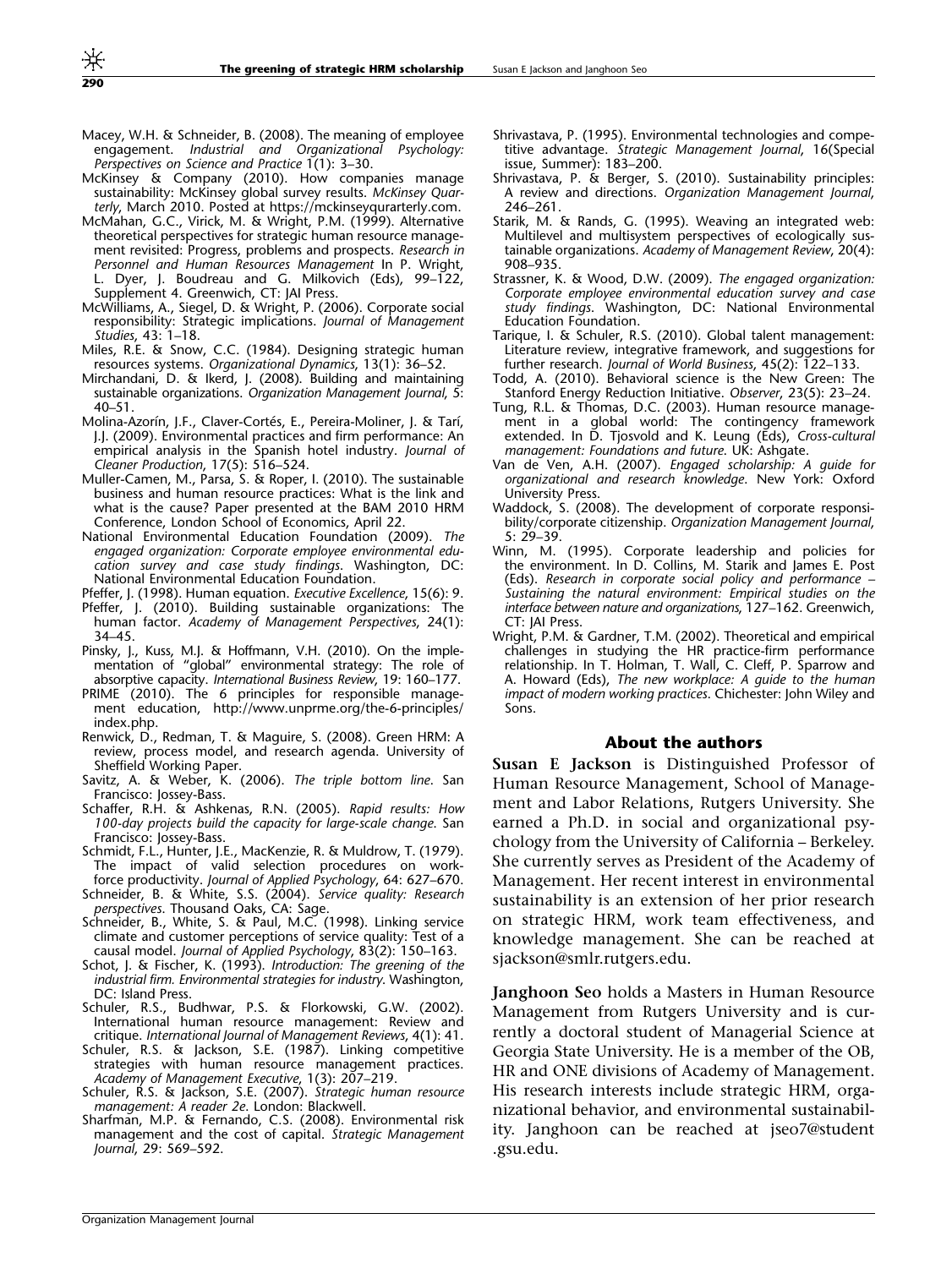Macey, W.H. & Schneider, B. (2008). The meaning of employee engagement. *Industrial and Organizational Psychology: Perspectives on Science and Practice* 1(1): 3–30.

McKinsey & Company (2010). How companies manage sustainability: McKinsey global survey results. *McKinsey Quarterly*, March 2010. Posted at https://mckinseyqurarterly.com.

McMahan, G.C., Virick, M. & Wright, P.M. (1999). Alternative theoretical perspectives for strategic human resource management revisited: Progress, problems and prospects. *Research in Personnel and Human Resources Management* In P. Wright, L. Dyer, J. Boudreau and G. Milkovich (Eds), 99–122, Supplement 4. Greenwich, CT: JAI Press.

McWilliams, A., Siegel, D. & Wright, P. (2006). Corporate social responsibility: Strategic implications. *Journal of Management Studies*, 43: 1–18.

Miles, R.E. & Snow, C.C. (1984). Designing strategic human resources systems. *Organizational Dynamics*, 13(1): 36–52.

Mirchandani, D. & Ikerd, J. (2008). Building and maintaining sustainable organizations. *Organization Management Journal*, 5: 40–51.

Molina-Azorín, J.F., Claver-Cortés, E., Pereira-Moliner, J. & Tarí, J.J. (2009). Environmental practices and firm performance: An empirical analysis in the Spanish hotel industry. *Journal of Cleaner Production*, 17(5): 516–524.

Muller-Camen, M., Parsa, S. & Roper, I. (2010). The sustainable business and human resource practices: What is the link and what is the cause? Paper presented at the BAM 2010 HRM Conference, London School of Economics, April 22.

National Environmental Education Foundation (2009). *The engaged organization: Corporate employee environmental education survey and case study findings*. Washington, DC: National Environmental Education Foundation.

Pfeffer, J. (1998). Human equation. *Executive Excellence*, 15(6): 9.

Pfeffer, J. (2010). Building sustainable organizations: The human factor. *Academy of Management Perspectives*, 24(1): 34–45.

Pinsky, J., Kuss, M.J. & Hoffmann, V.H. (2010). On the implementation of "global" environmental strategy: The role of absorptive capacity. *International Business Review*, 19: 160–177.

PRIME (2010). The 6 principles for responsible management education, http://www.unprme.org/the-6-principles/index.php.

Renwick, D., Redman, T. & Maguire, S. (2008). Green HRM: A review, process model, and research agenda. University of Sheffield Working Paper.

Savitz, A. & Weber, K. (2006). *The triple bottom line*. San Francisco: Jossey-Bass.

Schaffer, R.H. & Ashkenas, R.N. (2005). *Rapid results: How 100-day projects build the capacity for large-scale change*. San Francisco: Jossey-Bass.

Schmidt, F.L., Hunter, J.E., MacKenzie, R. & Muldrow, T. (1979). The impact of valid selection procedures on work-force productivity. *Journal of Applied Psychology*, 64: 627–670.

Schneider, B. & White, S.S. (2004). *Service quality: Research perspectives*. Thousand Oaks, CA: Sage.

Schneider, B., White, S. & Paul, M.C. (1998). Linking service climate and customer perceptions of service quality: Test of a causal model. *Journal of Applied Psychology*, 83(2): 150–163.

Schot, J. & Fischer, K. (1993). *Introduction: The greening of the industrial firm. Environmental strategies for industry*. Washington, DC: Island Press.

Schuler, R.S., Budhwar, P.S. & Florkowski, G.W. (2002). International human resource management: Review and critique. *International Journal of Management Reviews*, 4(1): 41.

Schuler, R.S. & Jackson, S.E. (1987). Linking competitive strategies with human resource management practices. *Academy of Management Executive*, 1(3): 207–219.

Schuler, R.S. & Jackson, S.E. (2007). *Strategic human resource management: A reader 2e*. London: Blackwell.

Sharfman, M.P. & Fernando, C.S. (2008). Environmental risk management and the cost of capital. *Strategic Management Journal*, 29: 569–592.

Shrivastava, P. (1995). Environmental technologies and competitive advantage. *Strategic Management Journal*, 16(Special issue, Summer): 183–200.

Shrivastava, P. & Berger, S. (2010). Sustainability principles: A review and directions. *Organization Management Journal*, 246–261.

Starik, M. & Rands, G. (1995). Weaving an integrated web: Multilevel and multisystem perspectives of ecologically sustainable organizations. *Academy of Management Review*, 20(4): 908–935.

Strassner, K. & Wood, D.W. (2009). *The engaged organization: Corporate employee environmental education survey and case study findings*. Washington, DC: National Environmental Education Foundation.

Tarique, I. & Schuler, R.S. (2010). Global talent management: Literature review, integrative framework, and suggestions for further research. *Journal of World Business*, 45(2): 122–133.

Todd, A. (2010). Behavioral science is the New Green: The Stanford Energy Reduction Initiative. *Observer*, 23(5): 23–24.

Tung, R.L. & Thomas, D.C. (2003). Human resource management in a global world: The contingency framework extended. In D. Tjosvold and K. Leung (Eds), *Cross-cultural management: Foundations and future*. UK: Ashgate.

Van de Ven, A.H. (2007). *Engaged scholarship: A guide for organizational and research knowledge*. New York: Oxford University Press.

Waddock, S. (2008). The development of corporate responsibility/corporate citizenship. *Organization Management Journal*, 5: 29–39.

Winn, M. (1995). Corporate leadership and policies for the environment. In D. Collins, M. Starik and James E. Post (Eds). *Research in corporate social policy and performance – Sustaining the natural environment: Empirical studies on the interface between nature and organizations*, 127–162. Greenwich, CT: JAI Press.

Wright, P.M. & Gardner, T.M. (2002). Theoretical and empirical challenges in studying the HR practice-firm performance relationship. In T. Holman, T. Wall, C. Cleff, P. Sparrow and A. Howard (Eds), *The new workplace: A guide to the human impact of modern working practices*. Chichester: John Wiley and Sons.

## About the authors

**Susan E Jackson** is Distinguished Professor of Human Resource Management, School of Management and Labor Relations, Rutgers University. She earned a Ph.D. in social and organizational psychology from the University of California – Berkeley. She currently serves as President of the Academy of Management. Her recent interest in environmental sustainability is an extension of her prior research on strategic HRM, work team effectiveness, and knowledge management. She can be reached at sjackson@smlr.rutgers.edu.

**Janghoon Seo** holds a Masters in Human Resource Management from Rutgers University and is currently a doctoral student of Managerial Science at Georgia State University. He is a member of the OB, HR and ONE divisions of Academy of Management. His research interests include strategic HRM, organizational behavior, and environmental sustainability. Janghoon can be reached at jseo7@student.gsu.edu.